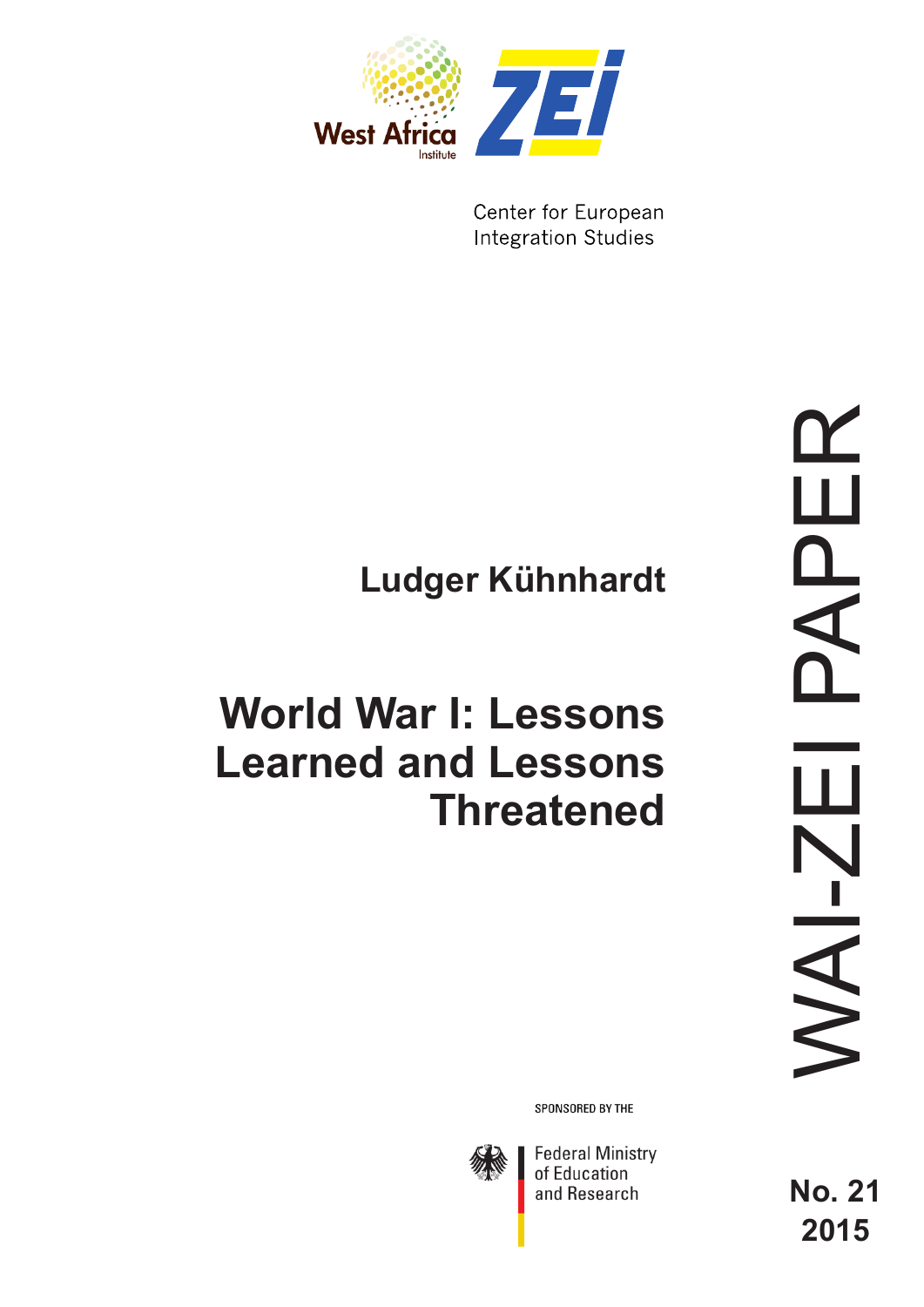West Africa Institute

ZEI

Center for European Integration Studies

# Ludger Kühnhardt

# World War I: Lessons Learned and Lessons Threatened

WAI-ZEI PAPER

SPONSORED BY THE

Federal Ministry of Education and Research

**No. 21**
**2015**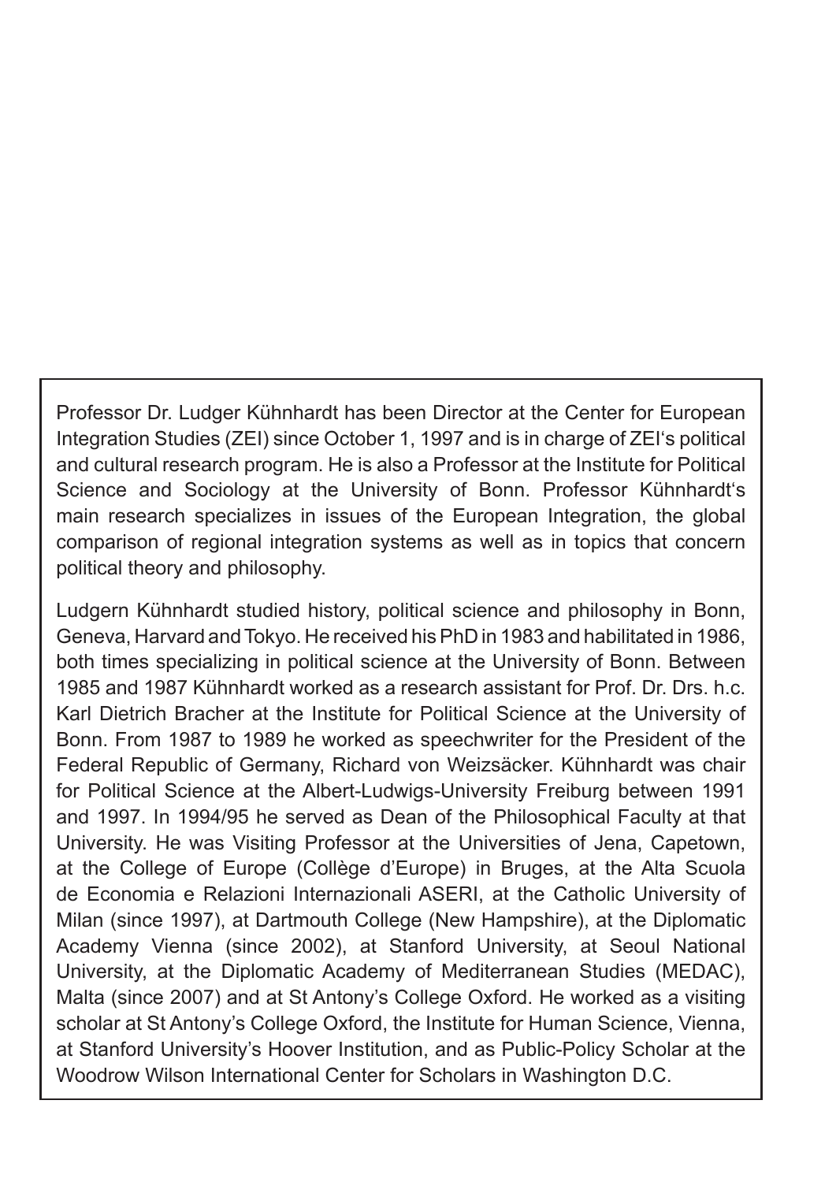Professor Dr. Ludger Kühnhardt has been Director at the Center for European Integration Studies (ZEI) since October 1, 1997 and is in charge of ZEI's political and cultural research program. He is also a Professor at the Institute for Political Science and Sociology at the University of Bonn. Professor Kühnhardt's main research specializes in issues of the European Integration, the global comparison of regional integration systems as well as in topics that concern political theory and philosophy.

Ludgern Kühnhardt studied history, political science and philosophy in Bonn, Geneva, Harvard and Tokyo. He received his PhD in 1983 and habilitated in 1986, both times specializing in political science at the University of Bonn. Between 1985 and 1987 Kühnhardt worked as a research assistant for Prof. Dr. Drs. h.c. Karl Dietrich Bracher at the Institute for Political Science at the University of Bonn. From 1987 to 1989 he worked as speechwriter for the President of the Federal Republic of Germany, Richard von Weizsäcker. Kühnhardt was chair for Political Science at the Albert-Ludwigs-University Freiburg between 1991 and 1997. In 1994/95 he served as Dean of the Philosophical Faculty at that University. He was Visiting Professor at the Universities of Jena, Capetown, at the College of Europe (Collège d'Europe) in Bruges, at the Alta Scuola de Economia e Relazioni Internazionali ASERI, at the Catholic University of Milan (since 1997), at Dartmouth College (New Hampshire), at the Diplomatic Academy Vienna (since 2002), at Stanford University, at Seoul National University, at the Diplomatic Academy of Mediterranean Studies (MEDAC), Malta (since 2007) and at St Antony's College Oxford. He worked as a visiting scholar at St Antony's College Oxford, the Institute for Human Science, Vienna, at Stanford University's Hoover Institution, and as Public-Policy Scholar at the Woodrow Wilson International Center for Scholars in Washington D.C.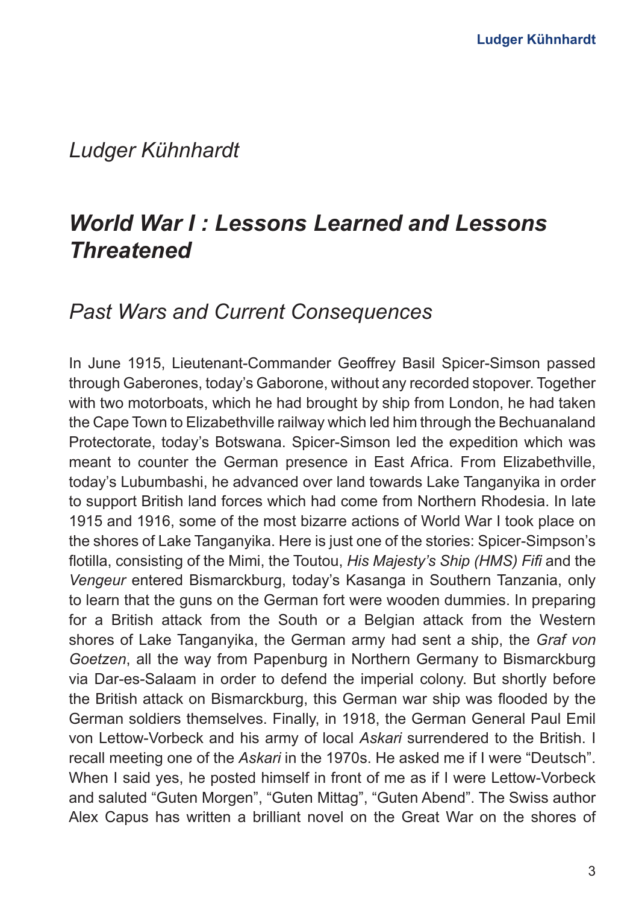*Ludger Kühnhardt*

# *World War I : Lessons Learned and Lessons Threatened*

## *Past Wars and Current Consequences*

In June 1915, Lieutenant-Commander Geoffrey Basil Spicer-Simson passed through Gaberones, today's Gaborone, without any recorded stopover. Together with two motorboats, which he had brought by ship from London, he had taken the Cape Town to Elizabethville railway which led him through the Bechuanaland Protectorate, today's Botswana. Spicer-Simson led the expedition which was meant to counter the German presence in East Africa. From Elizabethville, today's Lubumbashi, he advanced over land towards Lake Tanganyika in order to support British land forces which had come from Northern Rhodesia. In late 1915 and 1916, some of the most bizarre actions of World War I took place on the shores of Lake Tanganyika. Here is just one of the stories: Spicer-Simpson's flotilla, consisting of the Mimi, the Toutou, *His Majesty's Ship (HMS) Fifi* and the *Vengeur* entered Bismarckburg, today's Kasanga in Southern Tanzania, only to learn that the guns on the German fort were wooden dummies. In preparing for a British attack from the South or a Belgian attack from the Western shores of Lake Tanganyika, the German army had sent a ship, the *Graf von Goetzen*, all the way from Papenburg in Northern Germany to Bismarckburg via Dar-es-Salaam in order to defend the imperial colony. But shortly before the British attack on Bismarckburg, this German war ship was flooded by the German soldiers themselves. Finally, in 1918, the German General Paul Emil von Lettow-Vorbeck and his army of local *Askari* surrendered to the British. I recall meeting one of the *Askari* in the 1970s. He asked me if I were "Deutsch". When I said yes, he posted himself in front of me as if I were Lettow-Vorbeck and saluted "Guten Morgen", "Guten Mittag", "Guten Abend". The Swiss author Alex Capus has written a brilliant novel on the Great War on the shores of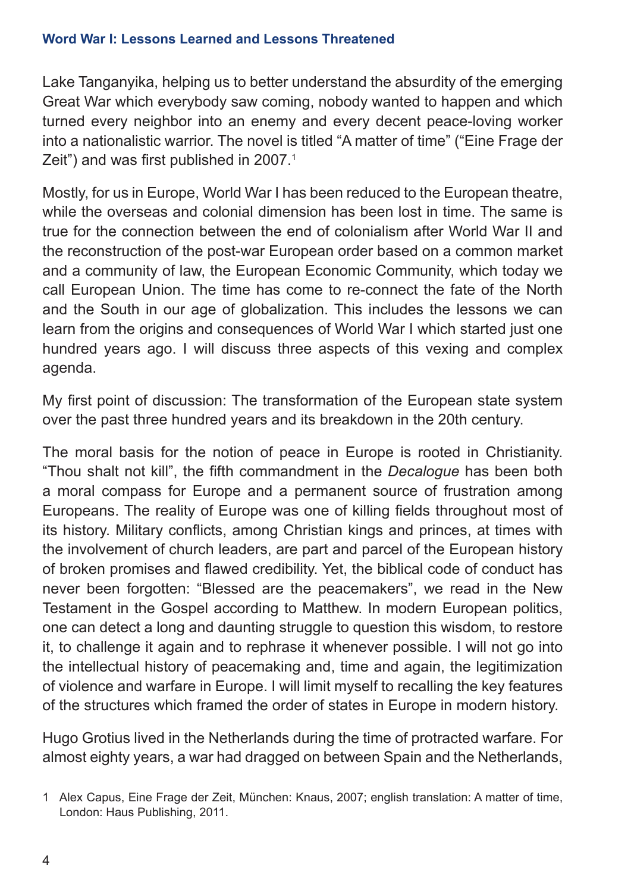Lake Tanganyika, helping us to better understand the absurdity of the emerging Great War which everybody saw coming, nobody wanted to happen and which turned every neighbor into an enemy and every decent peace-loving worker into a nationalistic warrior. The novel is titled "A matter of time" ("Eine Frage der Zeit") and was first published in 2007.[1]

Mostly, for us in Europe, World War I has been reduced to the European theatre, while the overseas and colonial dimension has been lost in time. The same is true for the connection between the end of colonialism after World War II and the reconstruction of the post-war European order based on a common market and a community of law, the European Economic Community, which today we call European Union. The time has come to re-connect the fate of the North and the South in our age of globalization. This includes the lessons we can learn from the origins and consequences of World War I which started just one hundred years ago. I will discuss three aspects of this vexing and complex agenda.

My first point of discussion: The transformation of the European state system over the past three hundred years and its breakdown in the 20th century.

The moral basis for the notion of peace in Europe is rooted in Christianity. "Thou shalt not kill", the fifth commandment in the *Decalogue* has been both a moral compass for Europe and a permanent source of frustration among Europeans. The reality of Europe was one of killing fields throughout most of its history. Military conflicts, among Christian kings and princes, at times with the involvement of church leaders, are part and parcel of the European history of broken promises and flawed credibility. Yet, the biblical code of conduct has never been forgotten: "Blessed are the peacemakers", we read in the New Testament in the Gospel according to Matthew. In modern European politics, one can detect a long and daunting struggle to question this wisdom, to restore it, to challenge it again and to rephrase it whenever possible. I will not go into the intellectual history of peacemaking and, time and again, the legitimization of violence and warfare in Europe. I will limit myself to recalling the key features of the structures which framed the order of states in Europe in modern history.

Hugo Grotius lived in the Netherlands during the time of protracted warfare. For almost eighty years, a war had dragged on between Spain and the Netherlands,

1 Alex Capus, Eine Frage der Zeit, München: Knaus, 2007; english translation: A matter of time, London: Haus Publishing, 2011.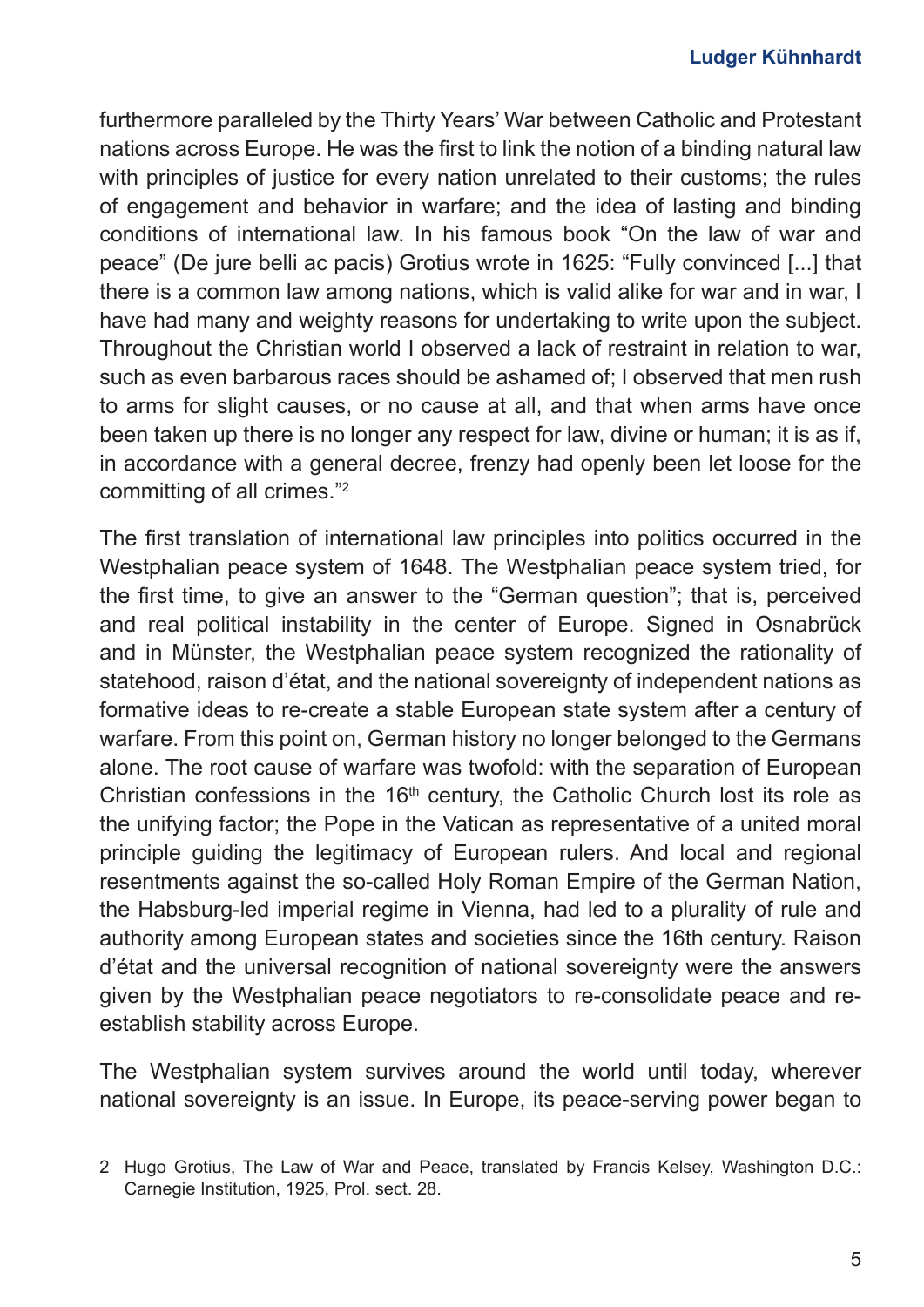furthermore paralleled by the Thirty Years' War between Catholic and Protestant nations across Europe. He was the first to link the notion of a binding natural law with principles of justice for every nation unrelated to their customs; the rules of engagement and behavior in warfare; and the idea of lasting and binding conditions of international law. In his famous book "On the law of war and peace" (De jure belli ac pacis) Grotius wrote in 1625: "Fully convinced [...] that there is a common law among nations, which is valid alike for war and in war, I have had many and weighty reasons for undertaking to write upon the subject. Throughout the Christian world I observed a lack of restraint in relation to war, such as even barbarous races should be ashamed of; I observed that men rush to arms for slight causes, or no cause at all, and that when arms have once been taken up there is no longer any respect for law, divine or human; it is as if, in accordance with a general decree, frenzy had openly been let loose for the committing of all crimes."[2]

The first translation of international law principles into politics occurred in the Westphalian peace system of 1648. The Westphalian peace system tried, for the first time, to give an answer to the "German question"; that is, perceived and real political instability in the center of Europe. Signed in Osnabrück and in Münster, the Westphalian peace system recognized the rationality of statehood, raison d'état, and the national sovereignty of independent nations as formative ideas to re-create a stable European state system after a century of warfare. From this point on, German history no longer belonged to the Germans alone. The root cause of warfare was twofold: with the separation of European Christian confessions in the 16th century, the Catholic Church lost its role as the unifying factor; the Pope in the Vatican as representative of a united moral principle guiding the legitimacy of European rulers. And local and regional resentments against the so-called Holy Roman Empire of the German Nation, the Habsburg-led imperial regime in Vienna, had led to a plurality of rule and authority among European states and societies since the 16th century. Raison d'état and the universal recognition of national sovereignty were the answers given by the Westphalian peace negotiators to re-consolidate peace and re-establish stability across Europe.

The Westphalian system survives around the world until today, wherever national sovereignty is an issue. In Europe, its peace-serving power began to

2 Hugo Grotius, The Law of War and Peace, translated by Francis Kelsey, Washington D.C.: Carnegie Institution, 1925, Prol. sect. 28.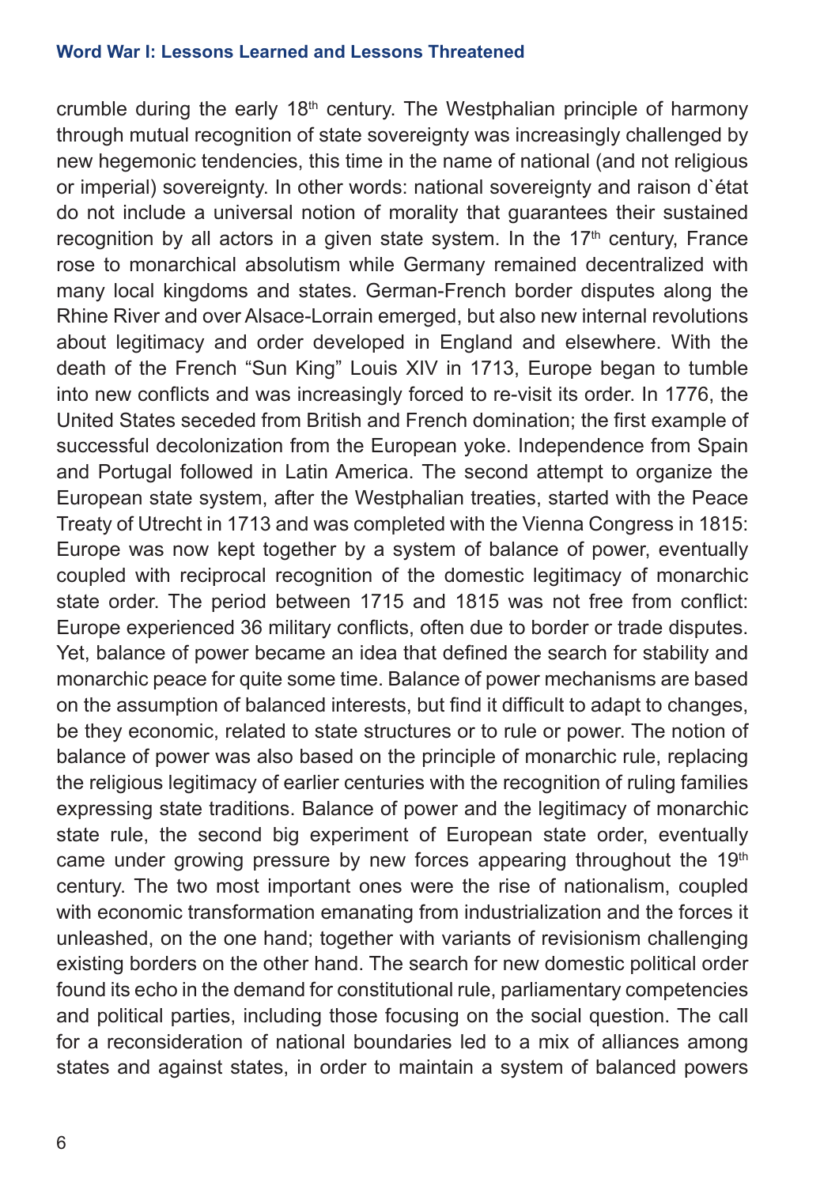crumble during the early 18th century. The Westphalian principle of harmony through mutual recognition of state sovereignty was increasingly challenged by new hegemonic tendencies, this time in the name of national (and not religious or imperial) sovereignty. In other words: national sovereignty and raison d`état do not include a universal notion of morality that guarantees their sustained recognition by all actors in a given state system. In the 17th century, France rose to monarchical absolutism while Germany remained decentralized with many local kingdoms and states. German-French border disputes along the Rhine River and over Alsace-Lorrain emerged, but also new internal revolutions about legitimacy and order developed in England and elsewhere. With the death of the French "Sun King" Louis XIV in 1713, Europe began to tumble into new conflicts and was increasingly forced to re-visit its order. In 1776, the United States seceded from British and French domination; the first example of successful decolonization from the European yoke. Independence from Spain and Portugal followed in Latin America. The second attempt to organize the European state system, after the Westphalian treaties, started with the Peace Treaty of Utrecht in 1713 and was completed with the Vienna Congress in 1815: Europe was now kept together by a system of balance of power, eventually coupled with reciprocal recognition of the domestic legitimacy of monarchic state order. The period between 1715 and 1815 was not free from conflict: Europe experienced 36 military conflicts, often due to border or trade disputes. Yet, balance of power became an idea that defined the search for stability and monarchic peace for quite some time. Balance of power mechanisms are based on the assumption of balanced interests, but find it difficult to adapt to changes, be they economic, related to state structures or to rule or power. The notion of balance of power was also based on the principle of monarchic rule, replacing the religious legitimacy of earlier centuries with the recognition of ruling families expressing state traditions. Balance of power and the legitimacy of monarchic state rule, the second big experiment of European state order, eventually came under growing pressure by new forces appearing throughout the 19th century. The two most important ones were the rise of nationalism, coupled with economic transformation emanating from industrialization and the forces it unleashed, on the one hand; together with variants of revisionism challenging existing borders on the other hand. The search for new domestic political order found its echo in the demand for constitutional rule, parliamentary competencies and political parties, including those focusing on the social question. The call for a reconsideration of national boundaries led to a mix of alliances among states and against states, in order to maintain a system of balanced powers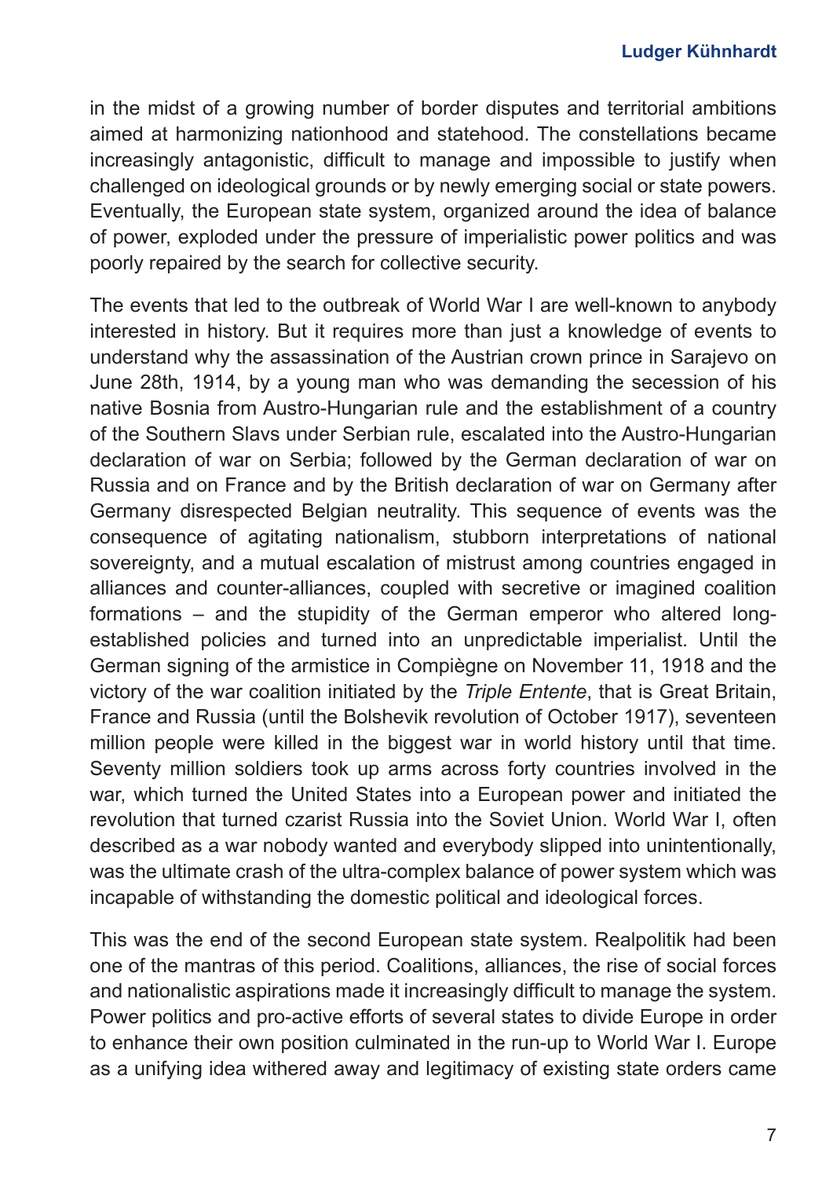in the midst of a growing number of border disputes and territorial ambitions aimed at harmonizing nationhood and statehood. The constellations became increasingly antagonistic, difficult to manage and impossible to justify when challenged on ideological grounds or by newly emerging social or state powers. Eventually, the European state system, organized around the idea of balance of power, exploded under the pressure of imperialistic power politics and was poorly repaired by the search for collective security.

The events that led to the outbreak of World War I are well-known to anybody interested in history. But it requires more than just a knowledge of events to understand why the assassination of the Austrian crown prince in Sarajevo on June 28th, 1914, by a young man who was demanding the secession of his native Bosnia from Austro-Hungarian rule and the establishment of a country of the Southern Slavs under Serbian rule, escalated into the Austro-Hungarian declaration of war on Serbia; followed by the German declaration of war on Russia and on France and by the British declaration of war on Germany after Germany disrespected Belgian neutrality. This sequence of events was the consequence of agitating nationalism, stubborn interpretations of national sovereignty, and a mutual escalation of mistrust among countries engaged in alliances and counter-alliances, coupled with secretive or imagined coalition formations – and the stupidity of the German emperor who altered long-established policies and turned into an unpredictable imperialist. Until the German signing of the armistice in Compiègne on November 11, 1918 and the victory of the war coalition initiated by the *Triple Entente*, that is Great Britain, France and Russia (until the Bolshevik revolution of October 1917), seventeen million people were killed in the biggest war in world history until that time. Seventy million soldiers took up arms across forty countries involved in the war, which turned the United States into a European power and initiated the revolution that turned czarist Russia into the Soviet Union. World War I, often described as a war nobody wanted and everybody slipped into unintentionally, was the ultimate crash of the ultra-complex balance of power system which was incapable of withstanding the domestic political and ideological forces.

This was the end of the second European state system. Realpolitik had been one of the mantras of this period. Coalitions, alliances, the rise of social forces and nationalistic aspirations made it increasingly difficult to manage the system. Power politics and pro-active efforts of several states to divide Europe in order to enhance their own position culminated in the run-up to World War I. Europe as a unifying idea withered away and legitimacy of existing state orders came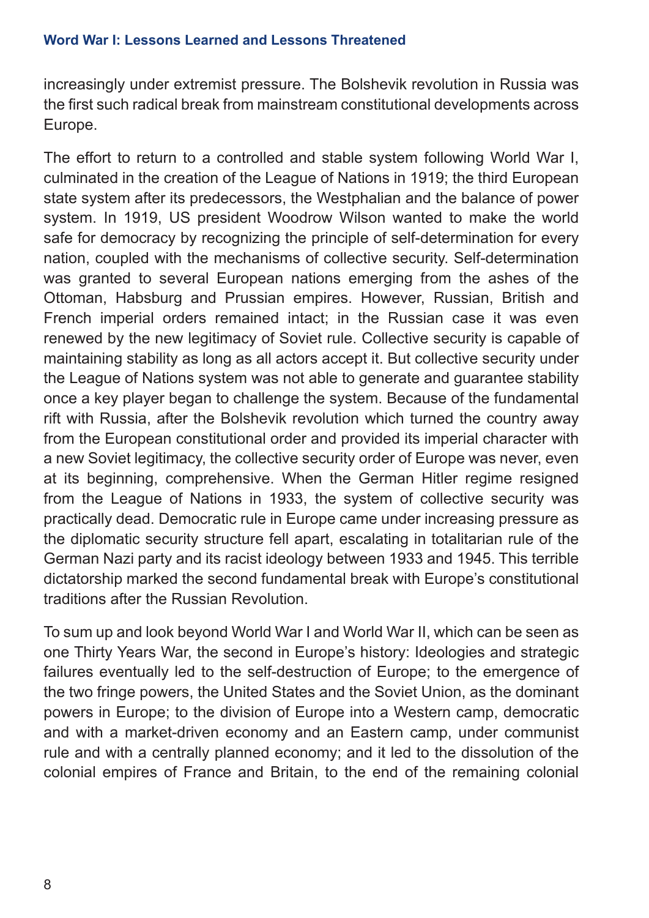increasingly under extremist pressure. The Bolshevik revolution in Russia was the first such radical break from mainstream constitutional developments across Europe.

The effort to return to a controlled and stable system following World War I, culminated in the creation of the League of Nations in 1919; the third European state system after its predecessors, the Westphalian and the balance of power system. In 1919, US president Woodrow Wilson wanted to make the world safe for democracy by recognizing the principle of self-determination for every nation, coupled with the mechanisms of collective security. Self-determination was granted to several European nations emerging from the ashes of the Ottoman, Habsburg and Prussian empires. However, Russian, British and French imperial orders remained intact; in the Russian case it was even renewed by the new legitimacy of Soviet rule. Collective security is capable of maintaining stability as long as all actors accept it. But collective security under the League of Nations system was not able to generate and guarantee stability once a key player began to challenge the system. Because of the fundamental rift with Russia, after the Bolshevik revolution which turned the country away from the European constitutional order and provided its imperial character with a new Soviet legitimacy, the collective security order of Europe was never, even at its beginning, comprehensive. When the German Hitler regime resigned from the League of Nations in 1933, the system of collective security was practically dead. Democratic rule in Europe came under increasing pressure as the diplomatic security structure fell apart, escalating in totalitarian rule of the German Nazi party and its racist ideology between 1933 and 1945. This terrible dictatorship marked the second fundamental break with Europe's constitutional traditions after the Russian Revolution.

To sum up and look beyond World War I and World War II, which can be seen as one Thirty Years War, the second in Europe's history: Ideologies and strategic failures eventually led to the self-destruction of Europe; to the emergence of the two fringe powers, the United States and the Soviet Union, as the dominant powers in Europe; to the division of Europe into a Western camp, democratic and with a market-driven economy and an Eastern camp, under communist rule and with a centrally planned economy; and it led to the dissolution of the colonial empires of France and Britain, to the end of the remaining colonial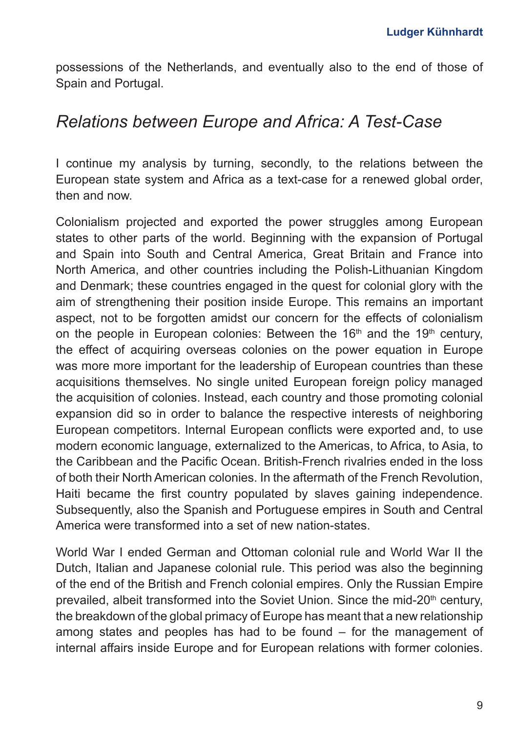possessions of the Netherlands, and eventually also to the end of those of Spain and Portugal.

## *Relations between Europe and Africa: A Test-Case*

I continue my analysis by turning, secondly, to the relations between the European state system and Africa as a text-case for a renewed global order, then and now.

Colonialism projected and exported the power struggles among European states to other parts of the world. Beginning with the expansion of Portugal and Spain into South and Central America, Great Britain and France into North America, and other countries including the Polish-Lithuanian Kingdom and Denmark; these countries engaged in the quest for colonial glory with the aim of strengthening their position inside Europe. This remains an important aspect, not to be forgotten amidst our concern for the effects of colonialism on the people in European colonies: Between the 16th and the 19th century, the effect of acquiring overseas colonies on the power equation in Europe was more more important for the leadership of European countries than these acquisitions themselves. No single united European foreign policy managed the acquisition of colonies. Instead, each country and those promoting colonial expansion did so in order to balance the respective interests of neighboring European competitors. Internal European conflicts were exported and, to use modern economic language, externalized to the Americas, to Africa, to Asia, to the Caribbean and the Pacific Ocean. British-French rivalries ended in the loss of both their North American colonies. In the aftermath of the French Revolution, Haiti became the first country populated by slaves gaining independence. Subsequently, also the Spanish and Portuguese empires in South and Central America were transformed into a set of new nation-states.

World War I ended German and Ottoman colonial rule and World War II the Dutch, Italian and Japanese colonial rule. This period was also the beginning of the end of the British and French colonial empires. Only the Russian Empire prevailed, albeit transformed into the Soviet Union. Since the mid-20th century, the breakdown of the global primacy of Europe has meant that a new relationship among states and peoples has had to be found – for the management of internal affairs inside Europe and for European relations with former colonies.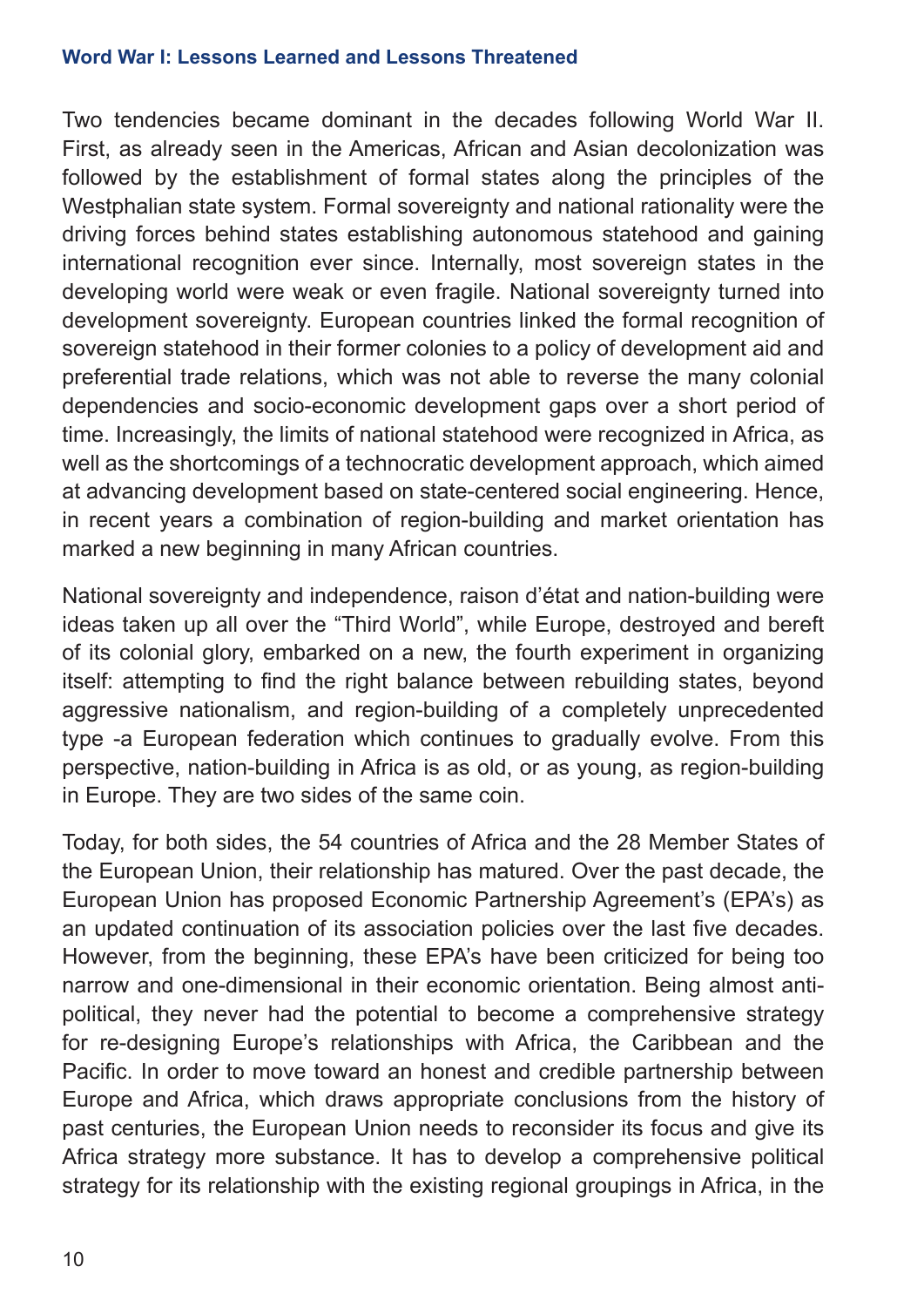Two tendencies became dominant in the decades following World War II. First, as already seen in the Americas, African and Asian decolonization was followed by the establishment of formal states along the principles of the Westphalian state system. Formal sovereignty and national rationality were the driving forces behind states establishing autonomous statehood and gaining international recognition ever since. Internally, most sovereign states in the developing world were weak or even fragile. National sovereignty turned into development sovereignty. European countries linked the formal recognition of sovereign statehood in their former colonies to a policy of development aid and preferential trade relations, which was not able to reverse the many colonial dependencies and socio-economic development gaps over a short period of time. Increasingly, the limits of national statehood were recognized in Africa, as well as the shortcomings of a technocratic development approach, which aimed at advancing development based on state-centered social engineering. Hence, in recent years a combination of region-building and market orientation has marked a new beginning in many African countries.

National sovereignty and independence, raison d'état and nation-building were ideas taken up all over the "Third World", while Europe, destroyed and bereft of its colonial glory, embarked on a new, the fourth experiment in organizing itself: attempting to find the right balance between rebuilding states, beyond aggressive nationalism, and region-building of a completely unprecedented type -a European federation which continues to gradually evolve. From this perspective, nation-building in Africa is as old, or as young, as region-building in Europe. They are two sides of the same coin.

Today, for both sides, the 54 countries of Africa and the 28 Member States of the European Union, their relationship has matured. Over the past decade, the European Union has proposed Economic Partnership Agreement's (EPA's) as an updated continuation of its association policies over the last five decades. However, from the beginning, these EPA's have been criticized for being too narrow and one-dimensional in their economic orientation. Being almost anti-political, they never had the potential to become a comprehensive strategy for re-designing Europe's relationships with Africa, the Caribbean and the Pacific. In order to move toward an honest and credible partnership between Europe and Africa, which draws appropriate conclusions from the history of past centuries, the European Union needs to reconsider its focus and give its Africa strategy more substance. It has to develop a comprehensive political strategy for its relationship with the existing regional groupings in Africa, in the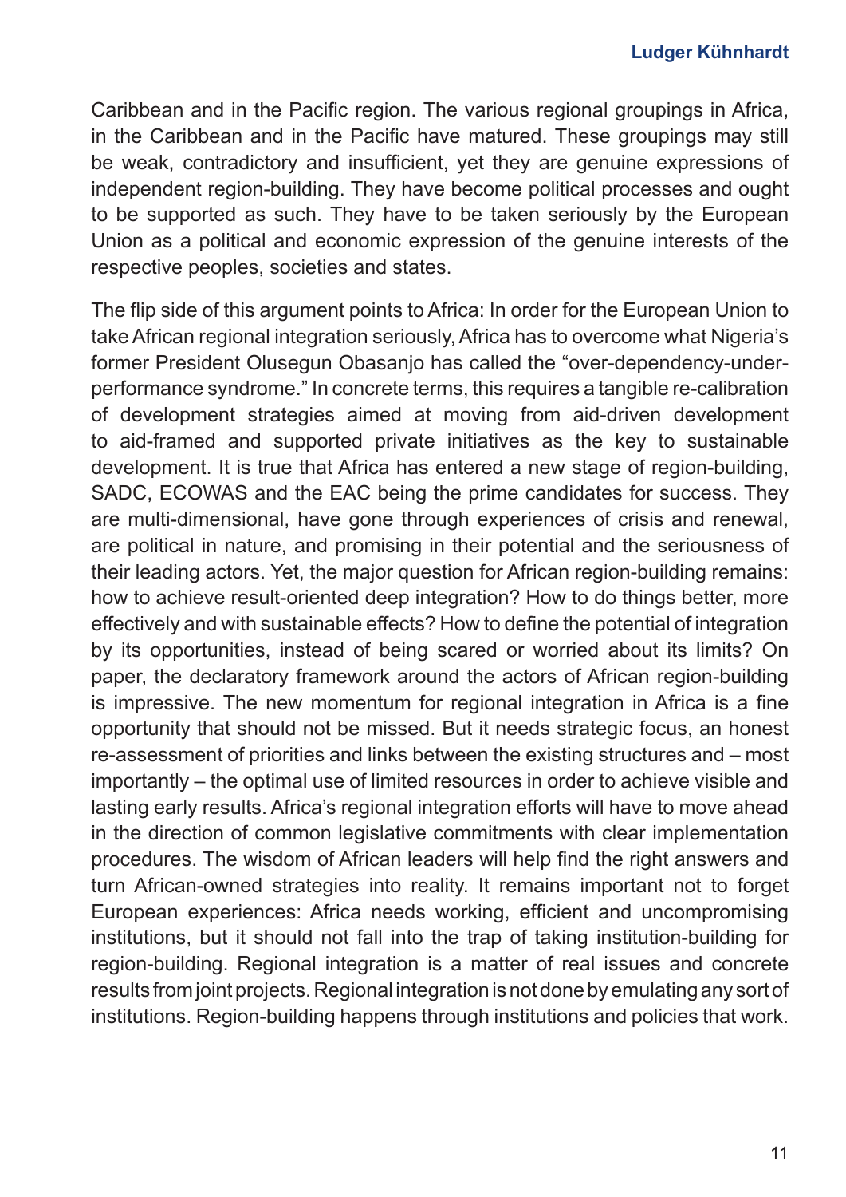Caribbean and in the Pacific region. The various regional groupings in Africa, in the Caribbean and in the Pacific have matured. These groupings may still be weak, contradictory and insufficient, yet they are genuine expressions of independent region-building. They have become political processes and ought to be supported as such. They have to be taken seriously by the European Union as a political and economic expression of the genuine interests of the respective peoples, societies and states.

The flip side of this argument points to Africa: In order for the European Union to take African regional integration seriously, Africa has to overcome what Nigeria's former President Olusegun Obasanjo has called the "over-dependency-under-performance syndrome." In concrete terms, this requires a tangible re-calibration of development strategies aimed at moving from aid-driven development to aid-framed and supported private initiatives as the key to sustainable development. It is true that Africa has entered a new stage of region-building, SADC, ECOWAS and the EAC being the prime candidates for success. They are multi-dimensional, have gone through experiences of crisis and renewal, are political in nature, and promising in their potential and the seriousness of their leading actors. Yet, the major question for African region-building remains: how to achieve result-oriented deep integration? How to do things better, more effectively and with sustainable effects? How to define the potential of integration by its opportunities, instead of being scared or worried about its limits? On paper, the declaratory framework around the actors of African region-building is impressive. The new momentum for regional integration in Africa is a fine opportunity that should not be missed. But it needs strategic focus, an honest re-assessment of priorities and links between the existing structures and – most importantly – the optimal use of limited resources in order to achieve visible and lasting early results. Africa's regional integration efforts will have to move ahead in the direction of common legislative commitments with clear implementation procedures. The wisdom of African leaders will help find the right answers and turn African-owned strategies into reality. It remains important not to forget European experiences: Africa needs working, efficient and uncompromising institutions, but it should not fall into the trap of taking institution-building for region-building. Regional integration is a matter of real issues and concrete results from joint projects. Regional integration is not done by emulating any sort of institutions. Region-building happens through institutions and policies that work.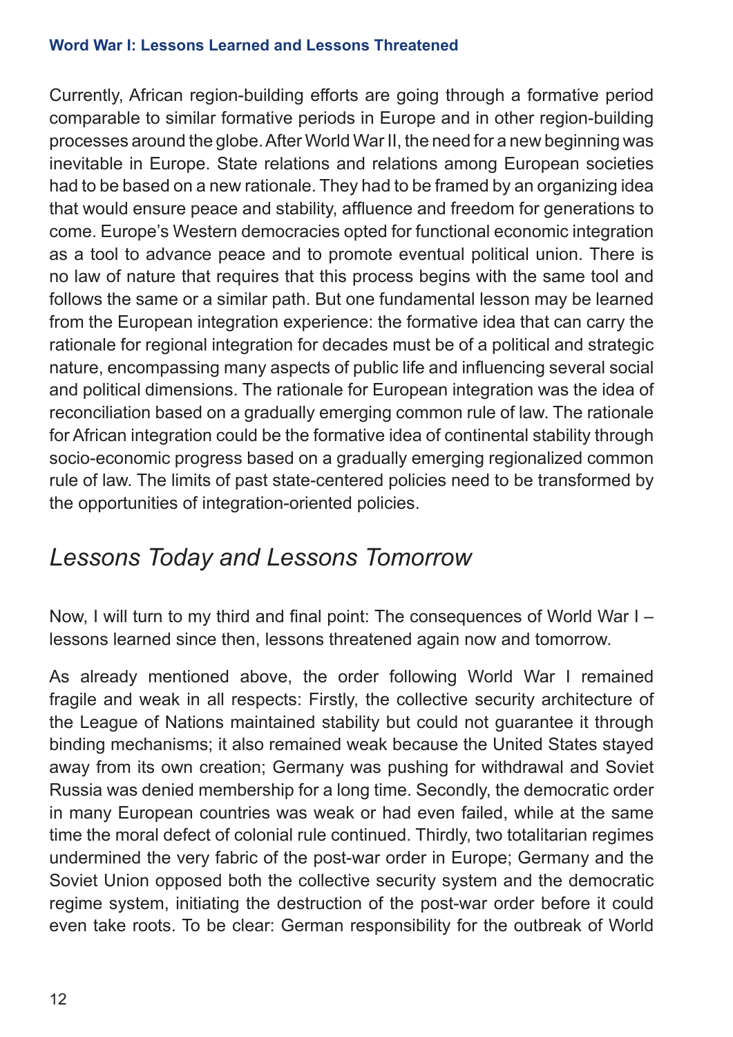Currently, African region-building efforts are going through a formative period comparable to similar formative periods in Europe and in other region-building processes around the globe. After World War II, the need for a new beginning was inevitable in Europe. State relations and relations among European societies had to be based on a new rationale. They had to be framed by an organizing idea that would ensure peace and stability, affluence and freedom for generations to come. Europe's Western democracies opted for functional economic integration as a tool to advance peace and to promote eventual political union. There is no law of nature that requires that this process begins with the same tool and follows the same or a similar path. But one fundamental lesson may be learned from the European integration experience: the formative idea that can carry the rationale for regional integration for decades must be of a political and strategic nature, encompassing many aspects of public life and influencing several social and political dimensions. The rationale for European integration was the idea of reconciliation based on a gradually emerging common rule of law. The rationale for African integration could be the formative idea of continental stability through socio-economic progress based on a gradually emerging regionalized common rule of law. The limits of past state-centered policies need to be transformed by the opportunities of integration-oriented policies.

## *Lessons Today and Lessons Tomorrow*

Now, I will turn to my third and final point: The consequences of World War I – lessons learned since then, lessons threatened again now and tomorrow.

As already mentioned above, the order following World War I remained fragile and weak in all respects: Firstly, the collective security architecture of the League of Nations maintained stability but could not guarantee it through binding mechanisms; it also remained weak because the United States stayed away from its own creation; Germany was pushing for withdrawal and Soviet Russia was denied membership for a long time. Secondly, the democratic order in many European countries was weak or had even failed, while at the same time the moral defect of colonial rule continued. Thirdly, two totalitarian regimes undermined the very fabric of the post-war order in Europe; Germany and the Soviet Union opposed both the collective security system and the democratic regime system, initiating the destruction of the post-war order before it could even take roots. To be clear: German responsibility for the outbreak of World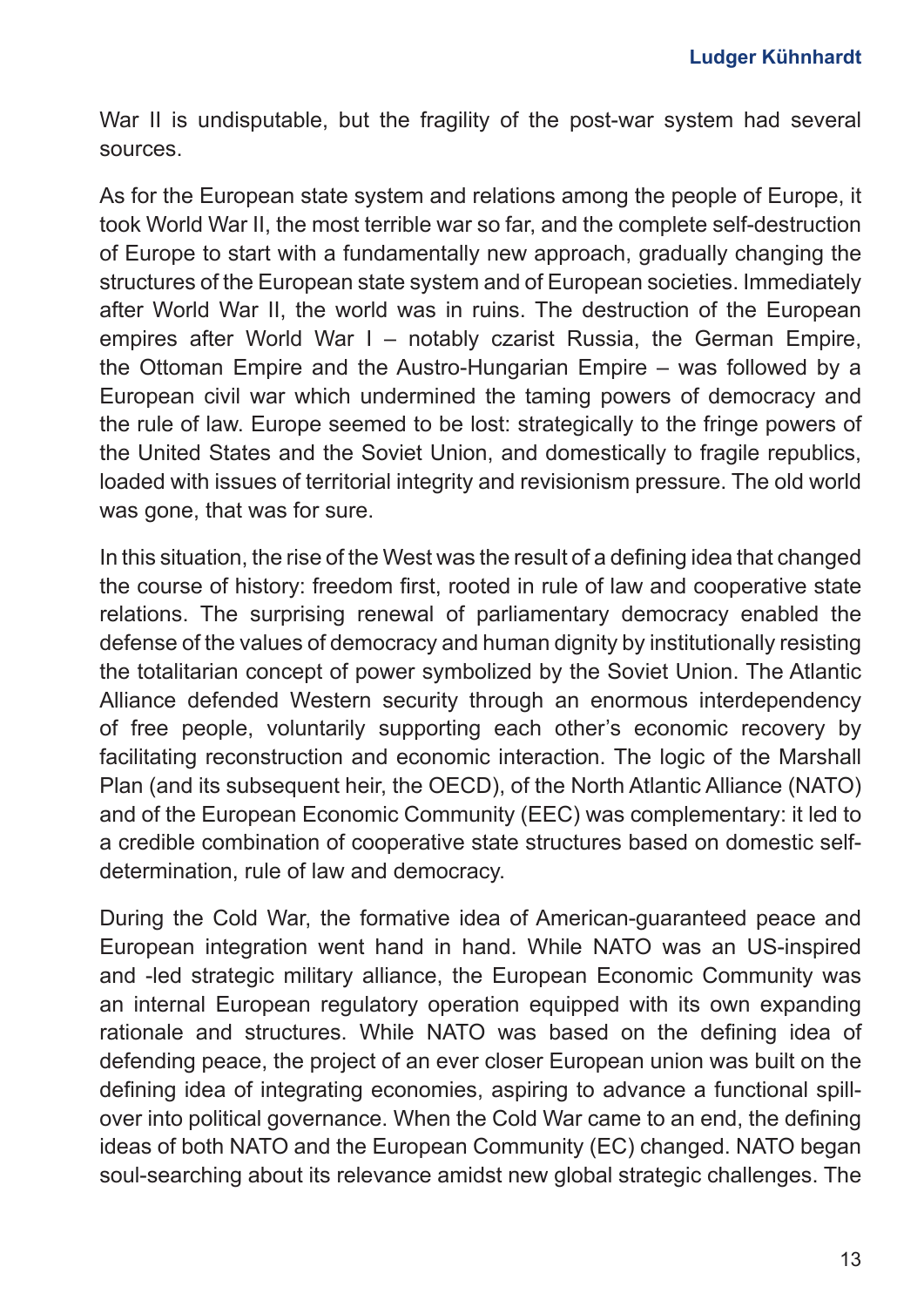War II is undisputable, but the fragility of the post-war system had several sources.

As for the European state system and relations among the people of Europe, it took World War II, the most terrible war so far, and the complete self-destruction of Europe to start with a fundamentally new approach, gradually changing the structures of the European state system and of European societies. Immediately after World War II, the world was in ruins. The destruction of the European empires after World War I – notably czarist Russia, the German Empire, the Ottoman Empire and the Austro-Hungarian Empire – was followed by a European civil war which undermined the taming powers of democracy and the rule of law. Europe seemed to be lost: strategically to the fringe powers of the United States and the Soviet Union, and domestically to fragile republics, loaded with issues of territorial integrity and revisionism pressure. The old world was gone, that was for sure.

In this situation, the rise of the West was the result of a defining idea that changed the course of history: freedom first, rooted in rule of law and cooperative state relations. The surprising renewal of parliamentary democracy enabled the defense of the values of democracy and human dignity by institutionally resisting the totalitarian concept of power symbolized by the Soviet Union. The Atlantic Alliance defended Western security through an enormous interdependency of free people, voluntarily supporting each other's economic recovery by facilitating reconstruction and economic interaction. The logic of the Marshall Plan (and its subsequent heir, the OECD), of the North Atlantic Alliance (NATO) and of the European Economic Community (EEC) was complementary: it led to a credible combination of cooperative state structures based on domestic self-determination, rule of law and democracy.

During the Cold War, the formative idea of American-guaranteed peace and European integration went hand in hand. While NATO was an US-inspired and -led strategic military alliance, the European Economic Community was an internal European regulatory operation equipped with its own expanding rationale and structures. While NATO was based on the defining idea of defending peace, the project of an ever closer European union was built on the defining idea of integrating economies, aspiring to advance a functional spill-over into political governance. When the Cold War came to an end, the defining ideas of both NATO and the European Community (EC) changed. NATO began soul-searching about its relevance amidst new global strategic challenges. The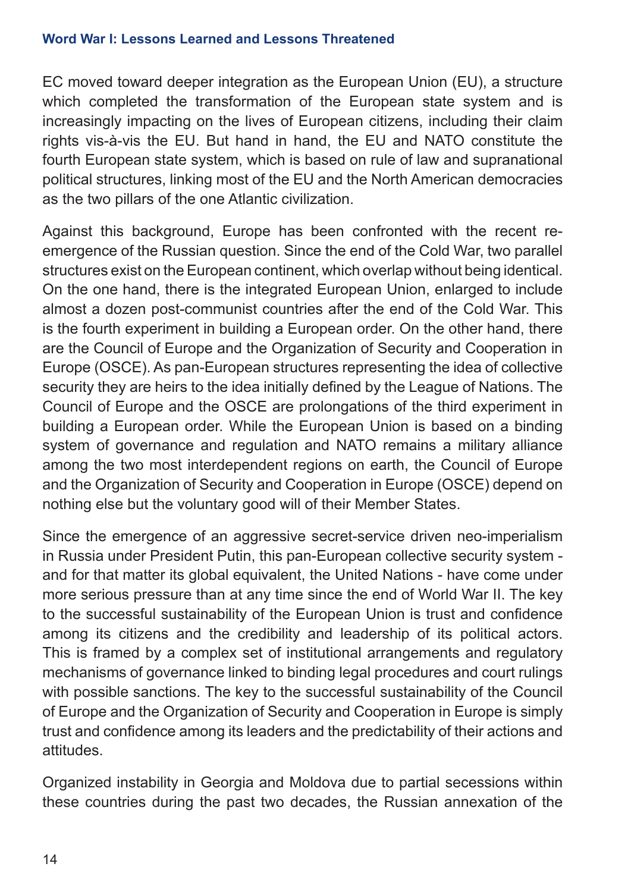EC moved toward deeper integration as the European Union (EU), a structure which completed the transformation of the European state system and is increasingly impacting on the lives of European citizens, including their claim rights vis-à-vis the EU. But hand in hand, the EU and NATO constitute the fourth European state system, which is based on rule of law and supranational political structures, linking most of the EU and the North American democracies as the two pillars of the one Atlantic civilization.

Against this background, Europe has been confronted with the recent re-emergence of the Russian question. Since the end of the Cold War, two parallel structures exist on the European continent, which overlap without being identical. On the one hand, there is the integrated European Union, enlarged to include almost a dozen post-communist countries after the end of the Cold War. This is the fourth experiment in building a European order. On the other hand, there are the Council of Europe and the Organization of Security and Cooperation in Europe (OSCE). As pan-European structures representing the idea of collective security they are heirs to the idea initially defined by the League of Nations. The Council of Europe and the OSCE are prolongations of the third experiment in building a European order. While the European Union is based on a binding system of governance and regulation and NATO remains a military alliance among the two most interdependent regions on earth, the Council of Europe and the Organization of Security and Cooperation in Europe (OSCE) depend on nothing else but the voluntary good will of their Member States.

Since the emergence of an aggressive secret-service driven neo-imperialism in Russia under President Putin, this pan-European collective security system - and for that matter its global equivalent, the United Nations - have come under more serious pressure than at any time since the end of World War II. The key to the successful sustainability of the European Union is trust and confidence among its citizens and the credibility and leadership of its political actors. This is framed by a complex set of institutional arrangements and regulatory mechanisms of governance linked to binding legal procedures and court rulings with possible sanctions. The key to the successful sustainability of the Council of Europe and the Organization of Security and Cooperation in Europe is simply trust and confidence among its leaders and the predictability of their actions and attitudes.

Organized instability in Georgia and Moldova due to partial secessions within these countries during the past two decades, the Russian annexation of the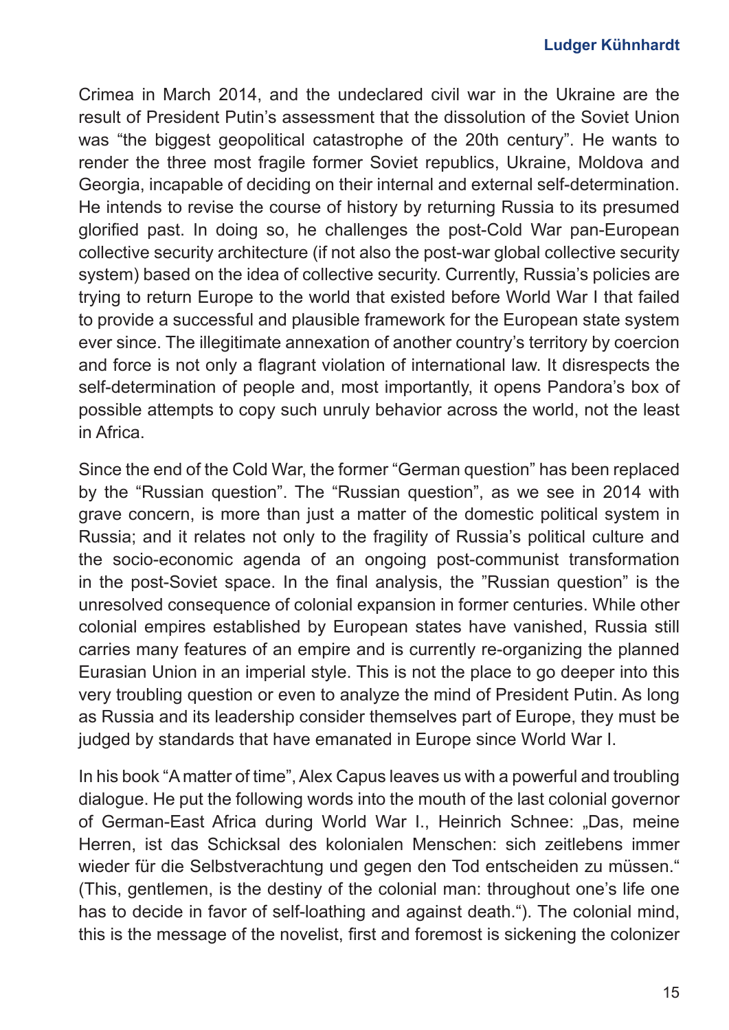Crimea in March 2014, and the undeclared civil war in the Ukraine are the result of President Putin's assessment that the dissolution of the Soviet Union was "the biggest geopolitical catastrophe of the 20th century". He wants to render the three most fragile former Soviet republics, Ukraine, Moldova and Georgia, incapable of deciding on their internal and external self-determination. He intends to revise the course of history by returning Russia to its presumed glorified past. In doing so, he challenges the post-Cold War pan-European collective security architecture (if not also the post-war global collective security system) based on the idea of collective security. Currently, Russia's policies are trying to return Europe to the world that existed before World War I that failed to provide a successful and plausible framework for the European state system ever since. The illegitimate annexation of another country's territory by coercion and force is not only a flagrant violation of international law. It disrespects the self-determination of people and, most importantly, it opens Pandora's box of possible attempts to copy such unruly behavior across the world, not the least in Africa.

Since the end of the Cold War, the former "German question" has been replaced by the "Russian question". The "Russian question", as we see in 2014 with grave concern, is more than just a matter of the domestic political system in Russia; and it relates not only to the fragility of Russia's political culture and the socio-economic agenda of an ongoing post-communist transformation in the post-Soviet space. In the final analysis, the "Russian question" is the unresolved consequence of colonial expansion in former centuries. While other colonial empires established by European states have vanished, Russia still carries many features of an empire and is currently re-organizing the planned Eurasian Union in an imperial style. This is not the place to go deeper into this very troubling question or even to analyze the mind of President Putin. As long as Russia and its leadership consider themselves part of Europe, they must be judged by standards that have emanated in Europe since World War I.

In his book "A matter of time", Alex Capus leaves us with a powerful and troubling dialogue. He put the following words into the mouth of the last colonial governor of German-East Africa during World War I., Heinrich Schnee: „Das, meine Herren, ist das Schicksal des kolonialen Menschen: sich zeitlebens immer wieder für die Selbstverachtung und gegen den Tod entscheiden zu müssen." (This, gentlemen, is the destiny of the colonial man: throughout one's life one has to decide in favor of self-loathing and against death."). The colonial mind, this is the message of the novelist, first and foremost is sickening the colonizer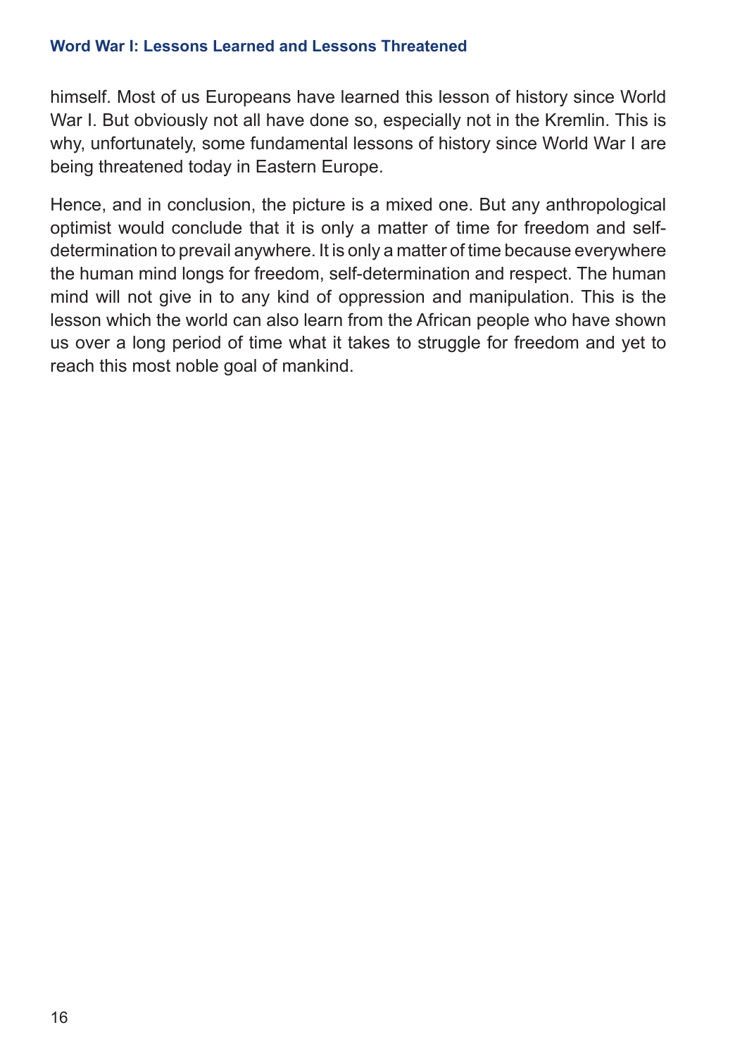himself. Most of us Europeans have learned this lesson of history since World War I. But obviously not all have done so, especially not in the Kremlin. This is why, unfortunately, some fundamental lessons of history since World War I are being threatened today in Eastern Europe.

Hence, and in conclusion, the picture is a mixed one. But any anthropological optimist would conclude that it is only a matter of time for freedom and self-determination to prevail anywhere. It is only a matter of time because everywhere the human mind longs for freedom, self-determination and respect. The human mind will not give in to any kind of oppression and manipulation. This is the lesson which the world can also learn from the African people who have shown us over a long period of time what it takes to struggle for freedom and yet to reach this most noble goal of mankind.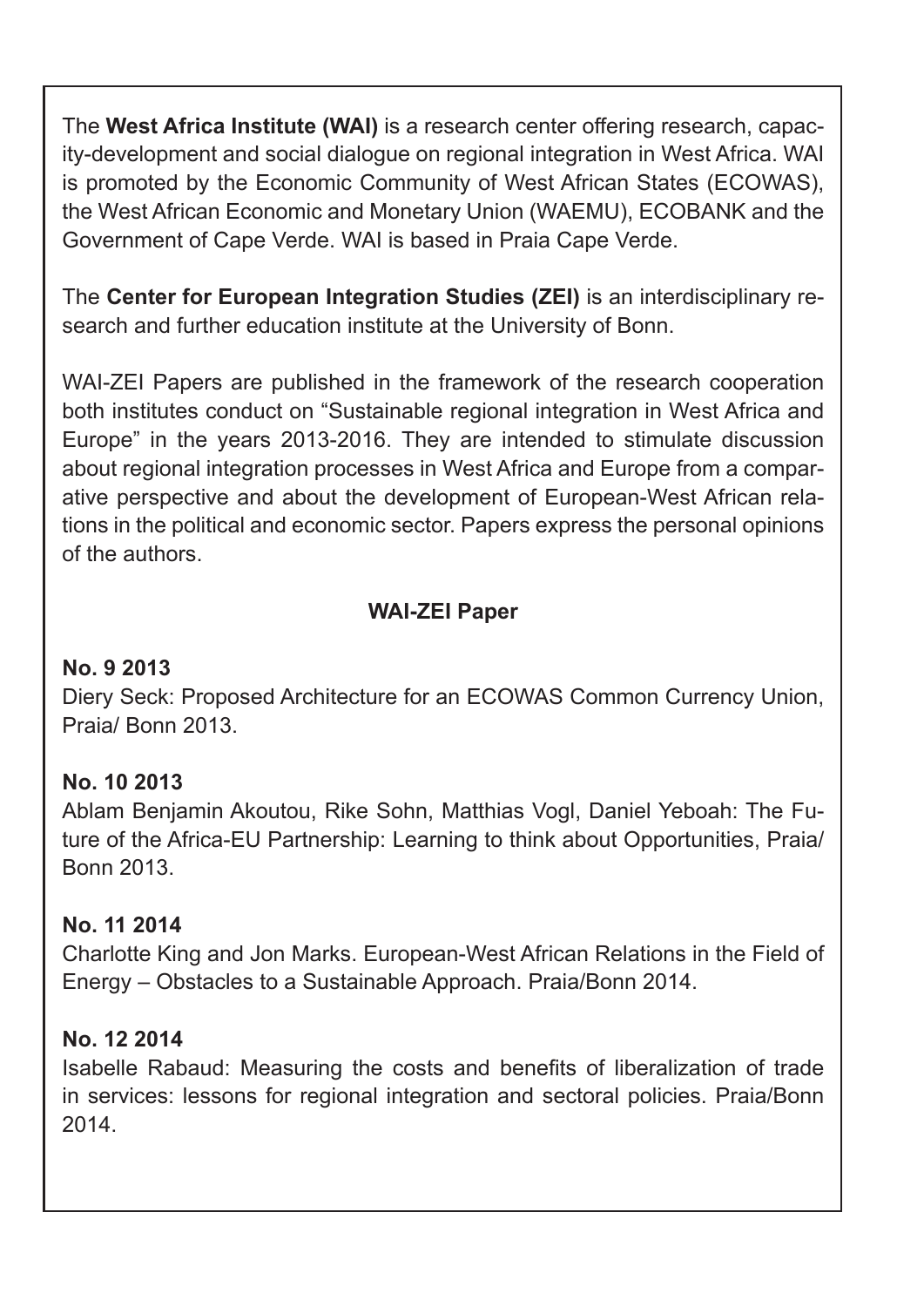The **West Africa Institute (WAI)** is a research center offering research, capacity-development and social dialogue on regional integration in West Africa. WAI is promoted by the Economic Community of West African States (ECOWAS), the West African Economic and Monetary Union (WAEMU), ECOBANK and the Government of Cape Verde. WAI is based in Praia Cape Verde.

The **Center for European Integration Studies (ZEI)** is an interdisciplinary research and further education institute at the University of Bonn.

WAI-ZEI Papers are published in the framework of the research cooperation both institutes conduct on "Sustainable regional integration in West Africa and Europe" in the years 2013-2016. They are intended to stimulate discussion about regional integration processes in West Africa and Europe from a comparative perspective and about the development of European-West African relations in the political and economic sector. Papers express the personal opinions of the authors.

**WAI-ZEI Paper**

**No. 9 2013**
Diery Seck: Proposed Architecture for an ECOWAS Common Currency Union, Praia/ Bonn 2013.

**No. 10 2013**
Ablam Benjamin Akoutou, Rike Sohn, Matthias Vogl, Daniel Yeboah: The Future of the Africa-EU Partnership: Learning to think about Opportunities, Praia/ Bonn 2013.

**No. 11 2014**
Charlotte King and Jon Marks. European-West African Relations in the Field of Energy – Obstacles to a Sustainable Approach. Praia/Bonn 2014.

**No. 12 2014**
Isabelle Rabaud: Measuring the costs and benefits of liberalization of trade in services: lessons for regional integration and sectoral policies. Praia/Bonn 2014.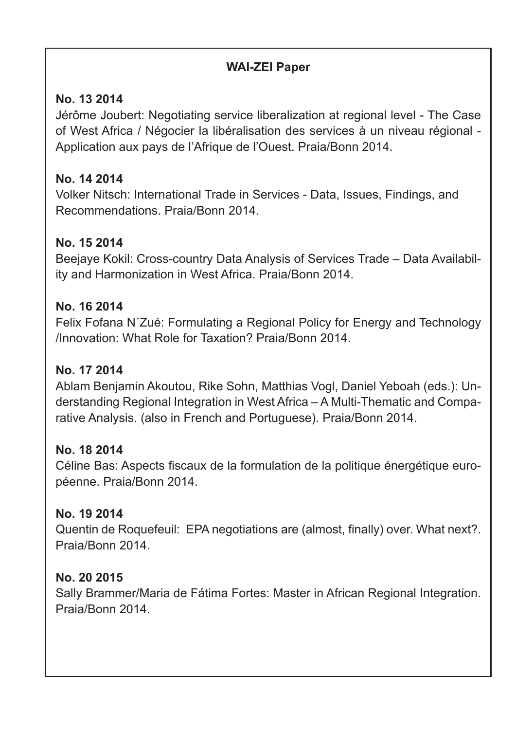**WAI-ZEI Paper**

**No. 13 2014**
Jérôme Joubert: Negotiating service liberalization at regional level - The Case of West Africa / Négocier la libéralisation des services à un niveau régional - Application aux pays de l'Afrique de l'Ouest. Praia/Bonn 2014.

**No. 14 2014**
Volker Nitsch: International Trade in Services - Data, Issues, Findings, and Recommendations. Praia/Bonn 2014.

**No. 15 2014**
Beejaye Kokil: Cross-country Data Analysis of Services Trade – Data Availability and Harmonization in West Africa. Praia/Bonn 2014.

**No. 16 2014**
Felix Fofana N´Zué: Formulating a Regional Policy for Energy and Technology /Innovation: What Role for Taxation? Praia/Bonn 2014.

**No. 17 2014**
Ablam Benjamin Akoutou, Rike Sohn, Matthias Vogl, Daniel Yeboah (eds.): Understanding Regional Integration in West Africa – A Multi-Thematic and Comparative Analysis. (also in French and Portuguese). Praia/Bonn 2014.

**No. 18 2014**
Céline Bas: Aspects fiscaux de la formulation de la politique énergétique européenne. Praia/Bonn 2014.

**No. 19 2014**
Quentin de Roquefeuil: EPA negotiations are (almost, finally) over. What next?. Praia/Bonn 2014.

**No. 20 2015**
Sally Brammer/Maria de Fátima Fortes: Master in African Regional Integration. Praia/Bonn 2014.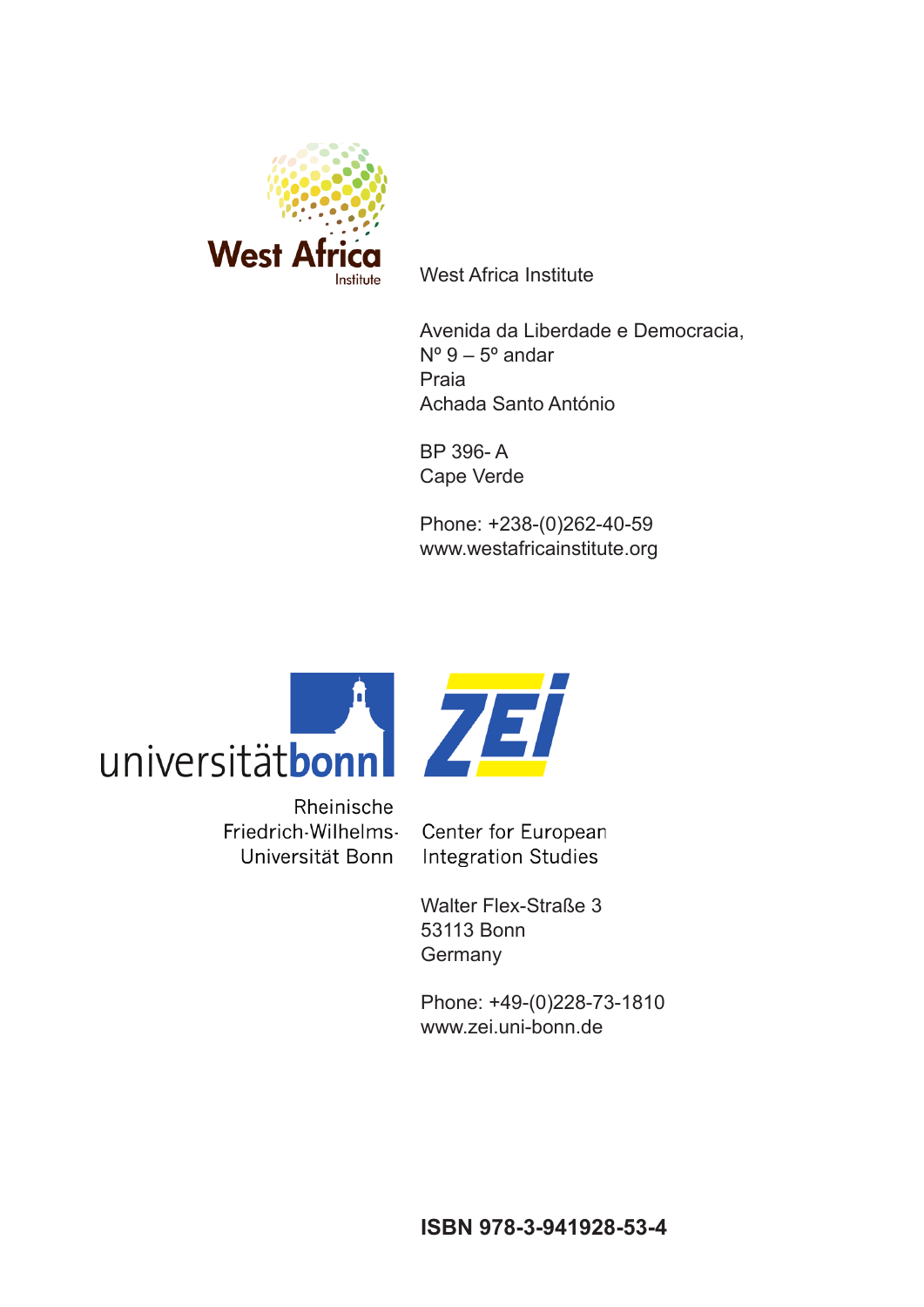West Africa Institute

Avenida da Liberdade e Democracia,
Nº 9 – 5º andar
Praia
Achada Santo António

BP 396- A
Cape Verde

Phone: +238-(0)262-40-59
www.westafricainstitute.org

Rheinische
Friedrich-Wilhelms-
Universität Bonn

Center for European
Integration Studies

Walter Flex-Straße 3
53113 Bonn
Germany

Phone: +49-(0)228-73-1810
www.zei.uni-bonn.de

**ISBN 978-3-941928-53-4**